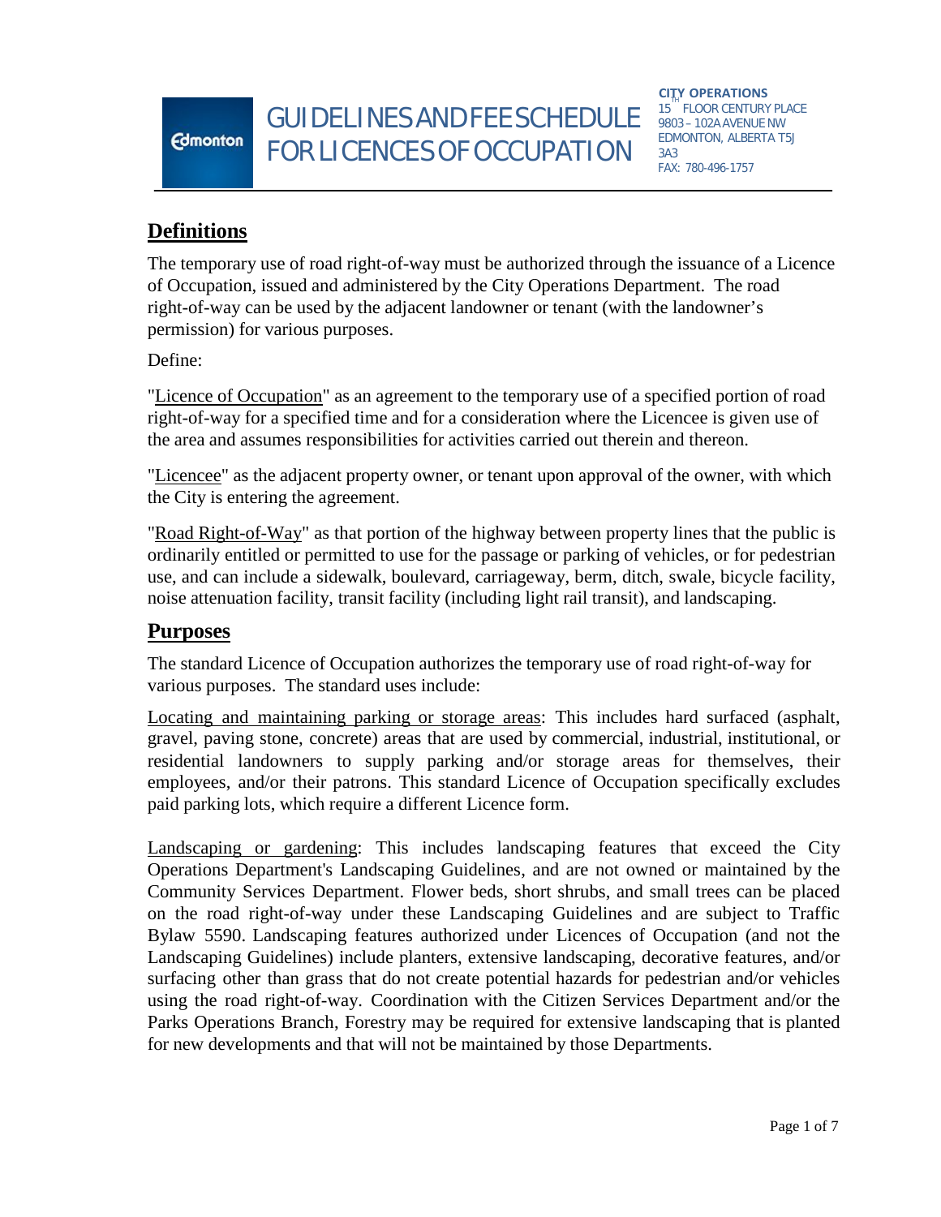# GUIDELINES AND FEE SCHEDULE FOR LICENCES OF OCCUPATION

**CITY OPERATIONS**
15TH FLOOR CENTURY PLACE
9803 – 102A AVENUE NW
EDMONTON, ALBERTA T5J 3A3
FAX: 780-496-1757

## Definitions

The temporary use of road right-of-way must be authorized through the issuance of a Licence of Occupation, issued and administered by the City Operations Department. The road right-of-way can be used by the adjacent landowner or tenant (with the landowner's permission) for various purposes.

Define:

"Licence of Occupation" as an agreement to the temporary use of a specified portion of road right-of-way for a specified time and for a consideration where the Licencee is given use of the area and assumes responsibilities for activities carried out therein and thereon.

"Licencee" as the adjacent property owner, or tenant upon approval of the owner, with which the City is entering the agreement.

"Road Right-of-Way" as that portion of the highway between property lines that the public is ordinarily entitled or permitted to use for the passage or parking of vehicles, or for pedestrian use, and can include a sidewalk, boulevard, carriageway, berm, ditch, swale, bicycle facility, noise attenuation facility, transit facility (including light rail transit), and landscaping.

## Purposes

The standard Licence of Occupation authorizes the temporary use of road right-of-way for various purposes. The standard uses include:

Locating and maintaining parking or storage areas: This includes hard surfaced (asphalt, gravel, paving stone, concrete) areas that are used by commercial, industrial, institutional, or residential landowners to supply parking and/or storage areas for themselves, their employees, and/or their patrons. This standard Licence of Occupation specifically excludes paid parking lots, which require a different Licence form.

Landscaping or gardening: This includes landscaping features that exceed the City Operations Department's Landscaping Guidelines, and are not owned or maintained by the Community Services Department. Flower beds, short shrubs, and small trees can be placed on the road right-of-way under these Landscaping Guidelines and are subject to Traffic Bylaw 5590. Landscaping features authorized under Licences of Occupation (and not the Landscaping Guidelines) include planters, extensive landscaping, decorative features, and/or surfacing other than grass that do not create potential hazards for pedestrian and/or vehicles using the road right-of-way. Coordination with the Citizen Services Department and/or the Parks Operations Branch, Forestry may be required for extensive landscaping that is planted for new developments and that will not be maintained by those Departments.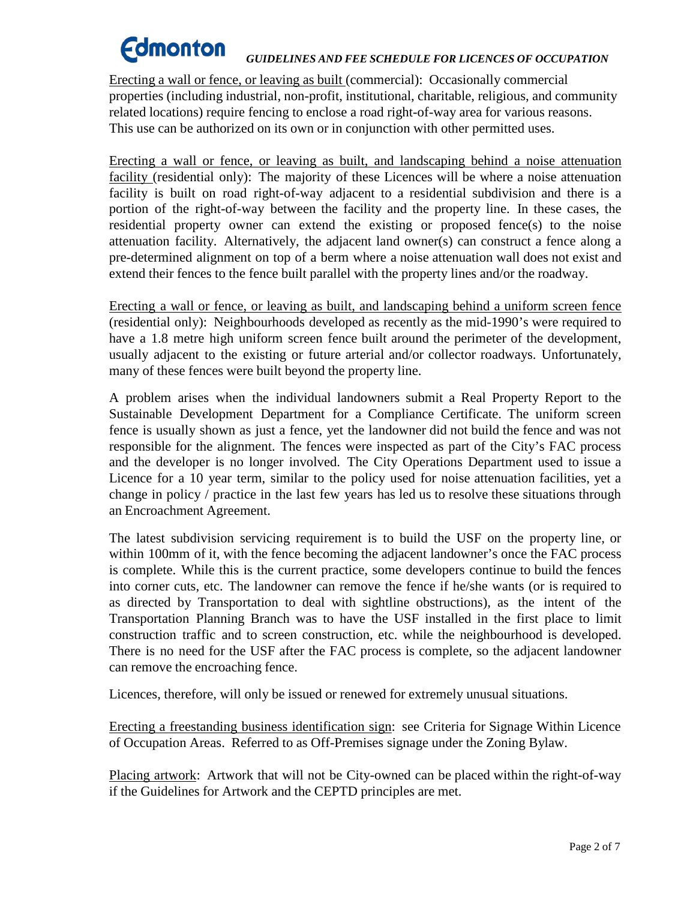Erecting a wall or fence, or leaving as built (commercial): Occasionally commercial properties (including industrial, non-profit, institutional, charitable, religious, and community related locations) require fencing to enclose a road right-of-way area for various reasons. This use can be authorized on its own or in conjunction with other permitted uses.

Erecting a wall or fence, or leaving as built, and landscaping behind a noise attenuation facility (residential only): The majority of these Licences will be where a noise attenuation facility is built on road right-of-way adjacent to a residential subdivision and there is a portion of the right-of-way between the facility and the property line. In these cases, the residential property owner can extend the existing or proposed fence(s) to the noise attenuation facility. Alternatively, the adjacent land owner(s) can construct a fence along a pre-determined alignment on top of a berm where a noise attenuation wall does not exist and extend their fences to the fence built parallel with the property lines and/or the roadway.

Erecting a wall or fence, or leaving as built, and landscaping behind a uniform screen fence (residential only): Neighbourhoods developed as recently as the mid-1990's were required to have a 1.8 metre high uniform screen fence built around the perimeter of the development, usually adjacent to the existing or future arterial and/or collector roadways. Unfortunately, many of these fences were built beyond the property line.

A problem arises when the individual landowners submit a Real Property Report to the Sustainable Development Department for a Compliance Certificate. The uniform screen fence is usually shown as just a fence, yet the landowner did not build the fence and was not responsible for the alignment. The fences were inspected as part of the City's FAC process and the developer is no longer involved. The City Operations Department used to issue a Licence for a 10 year term, similar to the policy used for noise attenuation facilities, yet a change in policy / practice in the last few years has led us to resolve these situations through an Encroachment Agreement.

The latest subdivision servicing requirement is to build the USF on the property line, or within 100mm of it, with the fence becoming the adjacent landowner's once the FAC process is complete. While this is the current practice, some developers continue to build the fences into corner cuts, etc. The landowner can remove the fence if he/she wants (or is required to as directed by Transportation to deal with sightline obstructions), as the intent of the Transportation Planning Branch was to have the USF installed in the first place to limit construction traffic and to screen construction, etc. while the neighbourhood is developed. There is no need for the USF after the FAC process is complete, so the adjacent landowner can remove the encroaching fence.

Licences, therefore, will only be issued or renewed for extremely unusual situations.

Erecting a freestanding business identification sign: see Criteria for Signage Within Licence of Occupation Areas. Referred to as Off-Premises signage under the Zoning Bylaw.

Placing artwork: Artwork that will not be City-owned can be placed within the right-of-way if the Guidelines for Artwork and the CEPTD principles are met.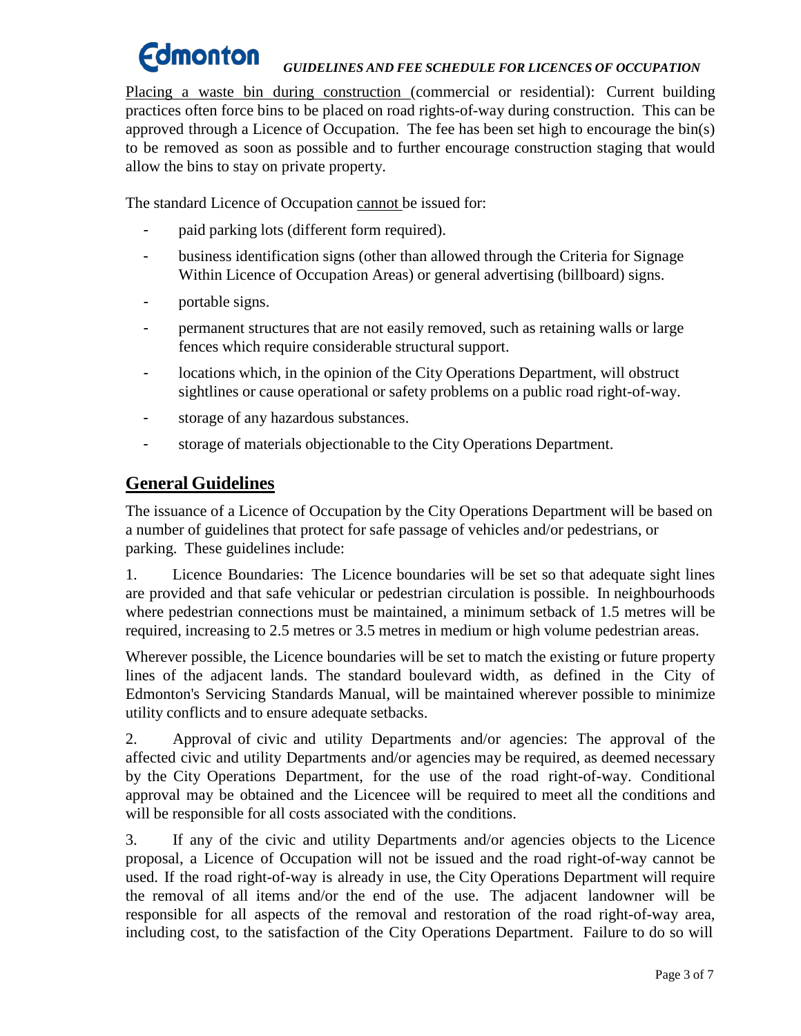Placing a waste bin during construction (commercial or residential): Current building practices often force bins to be placed on road rights-of-way during construction. This can be approved through a Licence of Occupation. The fee has been set high to encourage the bin(s) to be removed as soon as possible and to further encourage construction staging that would allow the bins to stay on private property.

The standard Licence of Occupation cannot be issued for:

- paid parking lots (different form required).
- business identification signs (other than allowed through the Criteria for Signage Within Licence of Occupation Areas) or general advertising (billboard) signs.
- portable signs.
- permanent structures that are not easily removed, such as retaining walls or large fences which require considerable structural support.
- locations which, in the opinion of the City Operations Department, will obstruct sightlines or cause operational or safety problems on a public road right-of-way.
- storage of any hazardous substances.
- storage of materials objectionable to the City Operations Department.

## General Guidelines

The issuance of a Licence of Occupation by the City Operations Department will be based on a number of guidelines that protect for safe passage of vehicles and/or pedestrians, or parking. These guidelines include:

1. Licence Boundaries: The Licence boundaries will be set so that adequate sight lines are provided and that safe vehicular or pedestrian circulation is possible. In neighbourhoods where pedestrian connections must be maintained, a minimum setback of 1.5 metres will be required, increasing to 2.5 metres or 3.5 metres in medium or high volume pedestrian areas.

Wherever possible, the Licence boundaries will be set to match the existing or future property lines of the adjacent lands. The standard boulevard width, as defined in the City of Edmonton's Servicing Standards Manual, will be maintained wherever possible to minimize utility conflicts and to ensure adequate setbacks.

2. Approval of civic and utility Departments and/or agencies: The approval of the affected civic and utility Departments and/or agencies may be required, as deemed necessary by the City Operations Department, for the use of the road right-of-way. Conditional approval may be obtained and the Licencee will be required to meet all the conditions and will be responsible for all costs associated with the conditions.

3. If any of the civic and utility Departments and/or agencies objects to the Licence proposal, a Licence of Occupation will not be issued and the road right-of-way cannot be used. If the road right-of-way is already in use, the City Operations Department will require the removal of all items and/or the end of the use. The adjacent landowner will be responsible for all aspects of the removal and restoration of the road right-of-way area, including cost, to the satisfaction of the City Operations Department. Failure to do so will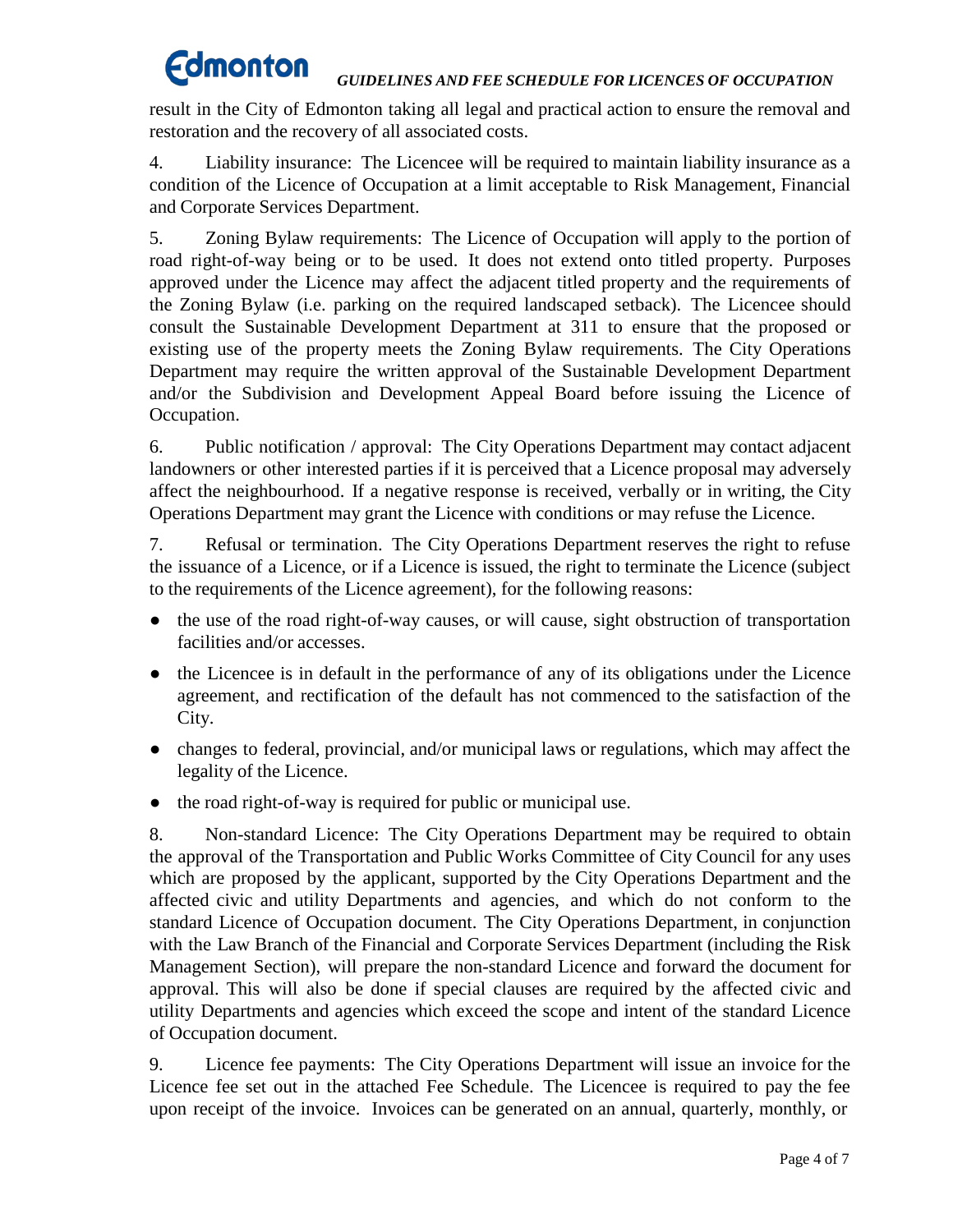result in the City of Edmonton taking all legal and practical action to ensure the removal and restoration and the recovery of all associated costs.

4. Liability insurance: The Licencee will be required to maintain liability insurance as a condition of the Licence of Occupation at a limit acceptable to Risk Management, Financial and Corporate Services Department.

5. Zoning Bylaw requirements: The Licence of Occupation will apply to the portion of road right-of-way being or to be used. It does not extend onto titled property. Purposes approved under the Licence may affect the adjacent titled property and the requirements of the Zoning Bylaw (i.e. parking on the required landscaped setback). The Licencee should consult the Sustainable Development Department at 311 to ensure that the proposed or existing use of the property meets the Zoning Bylaw requirements. The City Operations Department may require the written approval of the Sustainable Development Department and/or the Subdivision and Development Appeal Board before issuing the Licence of Occupation.

6. Public notification / approval: The City Operations Department may contact adjacent landowners or other interested parties if it is perceived that a Licence proposal may adversely affect the neighbourhood. If a negative response is received, verbally or in writing, the City Operations Department may grant the Licence with conditions or may refuse the Licence.

7. Refusal or termination. The City Operations Department reserves the right to refuse the issuance of a Licence, or if a Licence is issued, the right to terminate the Licence (subject to the requirements of the Licence agreement), for the following reasons:

- the use of the road right-of-way causes, or will cause, sight obstruction of transportation facilities and/or accesses.
- the Licencee is in default in the performance of any of its obligations under the Licence agreement, and rectification of the default has not commenced to the satisfaction of the City.
- changes to federal, provincial, and/or municipal laws or regulations, which may affect the legality of the Licence.
- the road right-of-way is required for public or municipal use.

8. Non-standard Licence: The City Operations Department may be required to obtain the approval of the Transportation and Public Works Committee of City Council for any uses which are proposed by the applicant, supported by the City Operations Department and the affected civic and utility Departments and agencies, and which do not conform to the standard Licence of Occupation document. The City Operations Department, in conjunction with the Law Branch of the Financial and Corporate Services Department (including the Risk Management Section), will prepare the non-standard Licence and forward the document for approval. This will also be done if special clauses are required by the affected civic and utility Departments and agencies which exceed the scope and intent of the standard Licence of Occupation document.

9. Licence fee payments: The City Operations Department will issue an invoice for the Licence fee set out in the attached Fee Schedule. The Licencee is required to pay the fee upon receipt of the invoice. Invoices can be generated on an annual, quarterly, monthly, or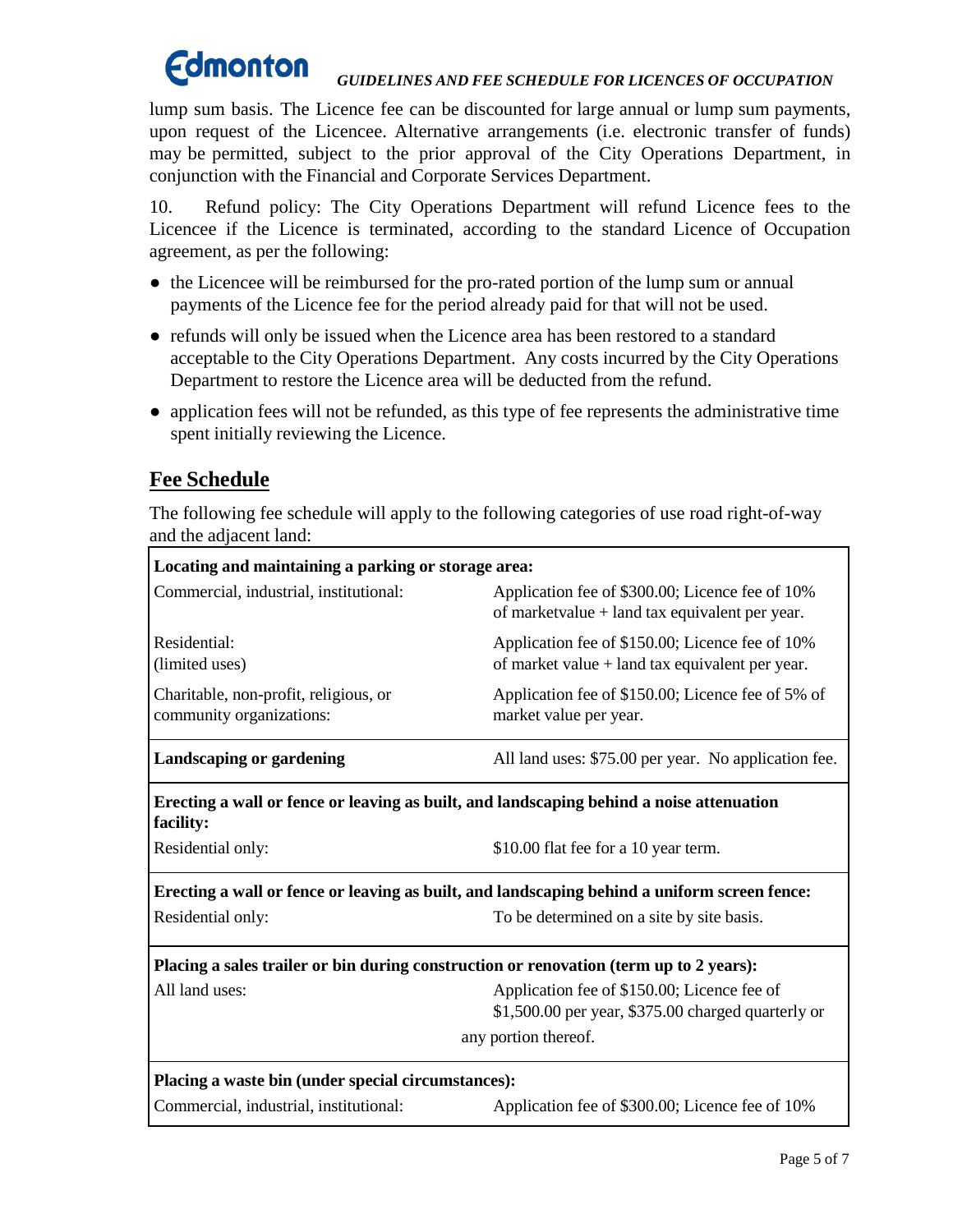lump sum basis. The Licence fee can be discounted for large annual or lump sum payments, upon request of the Licencee. Alternative arrangements (i.e. electronic transfer of funds) may be permitted, subject to the prior approval of the City Operations Department, in conjunction with the Financial and Corporate Services Department.

10. Refund policy: The City Operations Department will refund Licence fees to the Licencee if the Licence is terminated, according to the standard Licence of Occupation agreement, as per the following:

- the Licencee will be reimbursed for the pro-rated portion of the lump sum or annual payments of the Licence fee for the period already paid for that will not be used.
- refunds will only be issued when the Licence area has been restored to a standard acceptable to the City Operations Department. Any costs incurred by the City Operations Department to restore the Licence area will be deducted from the refund.
- application fees will not be refunded, as this type of fee represents the administrative time spent initially reviewing the Licence.

## Fee Schedule

The following fee schedule will apply to the following categories of use road right-of-way and the adjacent land:

| **Locating and maintaining a parking or storage area:** | |
|---|---|
| Commercial, industrial, institutional: | Application fee of $300.00; Licence fee of 10% of marketvalue + land tax equivalent per year. |
| Residential: (limited uses) | Application fee of $150.00; Licence fee of 10% of market value + land tax equivalent per year. |
| Charitable, non-profit, religious, or community organizations: | Application fee of $150.00; Licence fee of 5% of market value per year. |
| **Landscaping or gardening** | All land uses: $75.00 per year. No application fee. |
| **Erecting a wall or fence or leaving as built, and landscaping behind a noise attenuation facility:** | |
| Residential only: | $10.00 flat fee for a 10 year term. |
| **Erecting a wall or fence or leaving as built, and landscaping behind a uniform screen fence:** | |
| Residential only: | To be determined on a site by site basis. |
| **Placing a sales trailer or bin during construction or renovation (term up to 2 years):** | |
| All land uses: | Application fee of $150.00; Licence fee of $1,500.00 per year, $375.00 charged quarterly or any portion thereof. |
| **Placing a waste bin (under special circumstances):** | |
| Commercial, industrial, institutional: | Application fee of $300.00; Licence fee of 10% |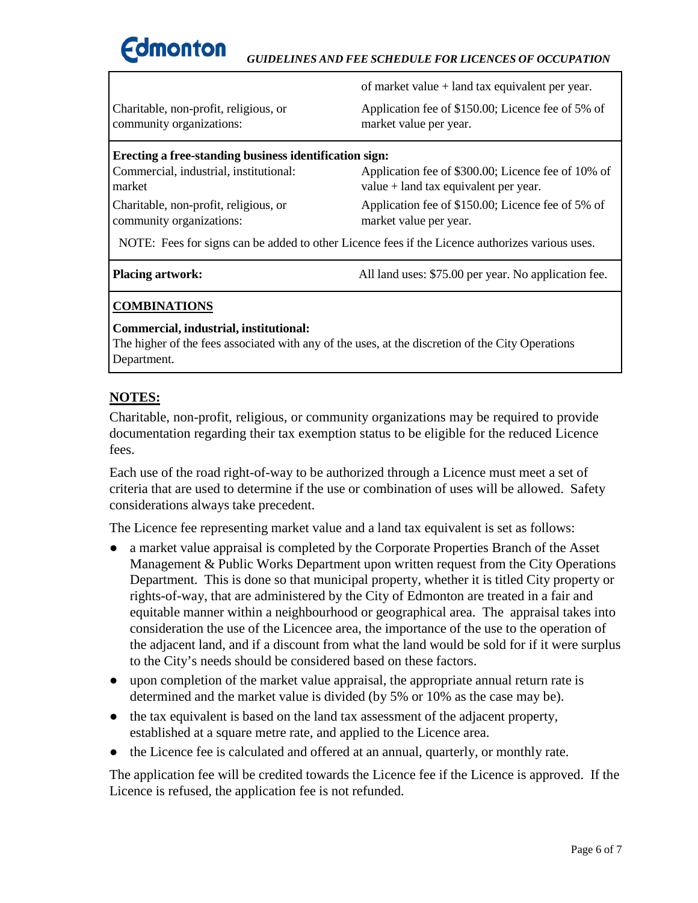| | |
|---|---|
| | of market value + land tax equivalent per year. |
| Charitable, non-profit, religious, or community organizations: | Application fee of $150.00; Licence fee of 5% of market value per year. |
| **Erecting a free-standing business identification sign:** | |
| Commercial, industrial, institutional: market | Application fee of $300.00; Licence fee of 10% of value + land tax equivalent per year. |
| Charitable, non-profit, religious, or community organizations: | Application fee of $150.00; Licence fee of 5% of market value per year. |
| NOTE: Fees for signs can be added to other Licence fees if the Licence authorizes various uses. | |
| **Placing artwork:** | All land uses: $75.00 per year. No application fee. |
| **COMBINATIONS** | |
| **Commercial, industrial, institutional:** The higher of the fees associated with any of the uses, at the discretion of the City Operations Department. | |

## NOTES:

Charitable, non-profit, religious, or community organizations may be required to provide documentation regarding their tax exemption status to be eligible for the reduced Licence fees.

Each use of the road right-of-way to be authorized through a Licence must meet a set of criteria that are used to determine if the use or combination of uses will be allowed. Safety considerations always take precedent.

The Licence fee representing market value and a land tax equivalent is set as follows:

- a market value appraisal is completed by the Corporate Properties Branch of the Asset Management & Public Works Department upon written request from the City Operations Department. This is done so that municipal property, whether it is titled City property or rights-of-way, that are administered by the City of Edmonton are treated in a fair and equitable manner within a neighbourhood or geographical area. The appraisal takes into consideration the use of the Licencee area, the importance of the use to the operation of the adjacent land, and if a discount from what the land would be sold for if it were surplus to the City's needs should be considered based on these factors.
- upon completion of the market value appraisal, the appropriate annual return rate is determined and the market value is divided (by 5% or 10% as the case may be).
- the tax equivalent is based on the land tax assessment of the adjacent property, established at a square metre rate, and applied to the Licence area.
- the Licence fee is calculated and offered at an annual, quarterly, or monthly rate.

The application fee will be credited towards the Licence fee if the Licence is approved. If the Licence is refused, the application fee is not refunded.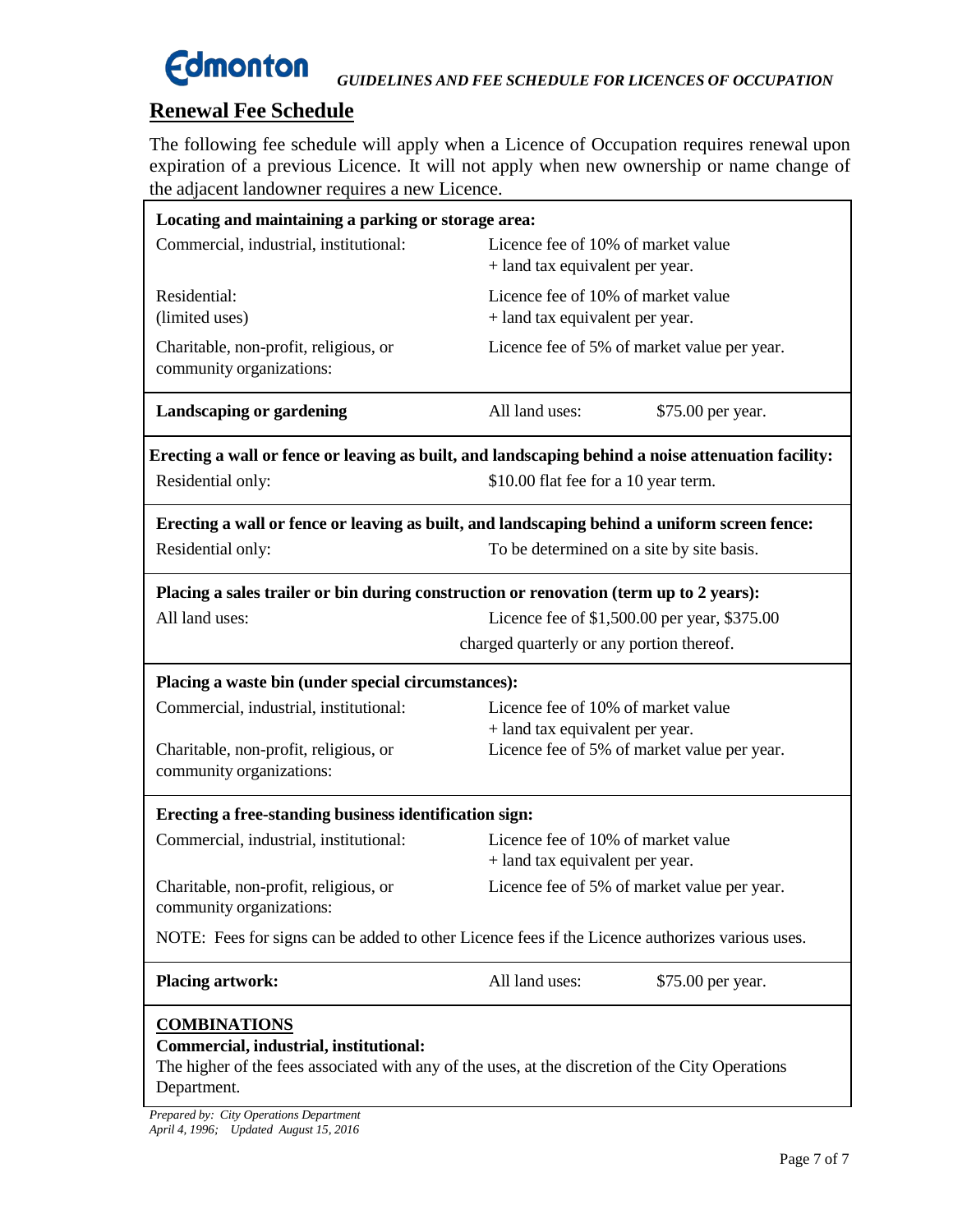## Renewal Fee Schedule

The following fee schedule will apply when a Licence of Occupation requires renewal upon expiration of a previous Licence. It will not apply when new ownership or name change of the adjacent landowner requires a new Licence.

| | |
|---|---|
| **Locating and maintaining a parking or storage area:** | |
| Commercial, industrial, institutional: | Licence fee of 10% of market value + land tax equivalent per year. |
| Residential: (limited uses) | Licence fee of 10% of market value + land tax equivalent per year. |
| Charitable, non-profit, religious, or community organizations: | Licence fee of 5% of market value per year. |
| **Landscaping or gardening** | All land uses: $75.00 per year. |
| **Erecting a wall or fence or leaving as built, and landscaping behind a noise attenuation facility:** | |
| Residential only: | $10.00 flat fee for a 10 year term. |
| **Erecting a wall or fence or leaving as built, and landscaping behind a uniform screen fence:** | |
| Residential only: | To be determined on a site by site basis. |
| **Placing a sales trailer or bin during construction or renovation (term up to 2 years):** | |
| All land uses: | Licence fee of $1,500.00 per year, $375.00 charged quarterly or any portion thereof. |
| **Placing a waste bin (under special circumstances):** | |
| Commercial, industrial, institutional: | Licence fee of 10% of market value + land tax equivalent per year. |
| Charitable, non-profit, religious, or community organizations: | Licence fee of 5% of market value per year. |
| **Erecting a free-standing business identification sign:** | |
| Commercial, industrial, institutional: | Licence fee of 10% of market value + land tax equivalent per year. |
| Charitable, non-profit, religious, or community organizations: | Licence fee of 5% of market value per year. |
| NOTE: Fees for signs can be added to other Licence fees if the Licence authorizes various uses. | |
| **Placing artwork:** | All land uses: $75.00 per year. |
| **COMBINATIONS** | |
| **Commercial, industrial, institutional:** | The higher of the fees associated with any of the uses, at the discretion of the City Operations Department. |

*Prepared by: City Operations Department*
*April 4, 1996; Updated August 15, 2016*